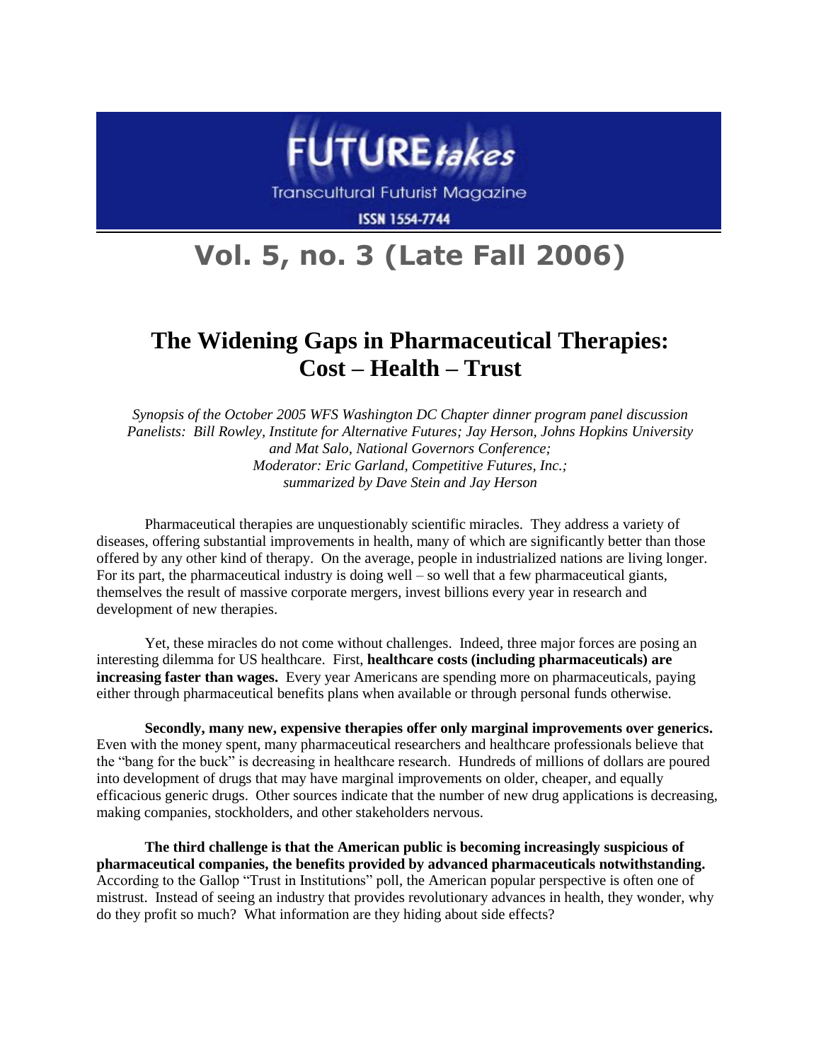# FUTURE*takes*

Transcultural Futurist Magazine

ISSN 1554-7744

## Vol. 5, no. 3 (Late Fall 2006)

# The Widening Gaps in Pharmaceutical Therapies: Cost – Health – Trust

*Synopsis of the October 2005 WFS Washington DC Chapter dinner program panel discussion*
*Panelists: Bill Rowley, Institute for Alternative Futures; Jay Herson, Johns Hopkins University and Mat Salo, National Governors Conference;*
*Moderator: Eric Garland, Competitive Futures, Inc.;*
*summarized by Dave Stein and Jay Herson*

Pharmaceutical therapies are unquestionably scientific miracles. They address a variety of diseases, offering substantial improvements in health, many of which are significantly better than those offered by any other kind of therapy. On the average, people in industrialized nations are living longer. For its part, the pharmaceutical industry is doing well – so well that a few pharmaceutical giants, themselves the result of massive corporate mergers, invest billions every year in research and development of new therapies.

Yet, these miracles do not come without challenges. Indeed, three major forces are posing an interesting dilemma for US healthcare. First, **healthcare costs (including pharmaceuticals) are increasing faster than wages.** Every year Americans are spending more on pharmaceuticals, paying either through pharmaceutical benefits plans when available or through personal funds otherwise.

**Secondly, many new, expensive therapies offer only marginal improvements over generics.** Even with the money spent, many pharmaceutical researchers and healthcare professionals believe that the "bang for the buck" is decreasing in healthcare research. Hundreds of millions of dollars are poured into development of drugs that may have marginal improvements on older, cheaper, and equally efficacious generic drugs. Other sources indicate that the number of new drug applications is decreasing, making companies, stockholders, and other stakeholders nervous.

**The third challenge is that the American public is becoming increasingly suspicious of pharmaceutical companies, the benefits provided by advanced pharmaceuticals notwithstanding.** According to the Gallop "Trust in Institutions" poll, the American popular perspective is often one of mistrust. Instead of seeing an industry that provides revolutionary advances in health, they wonder, why do they profit so much? What information are they hiding about side effects?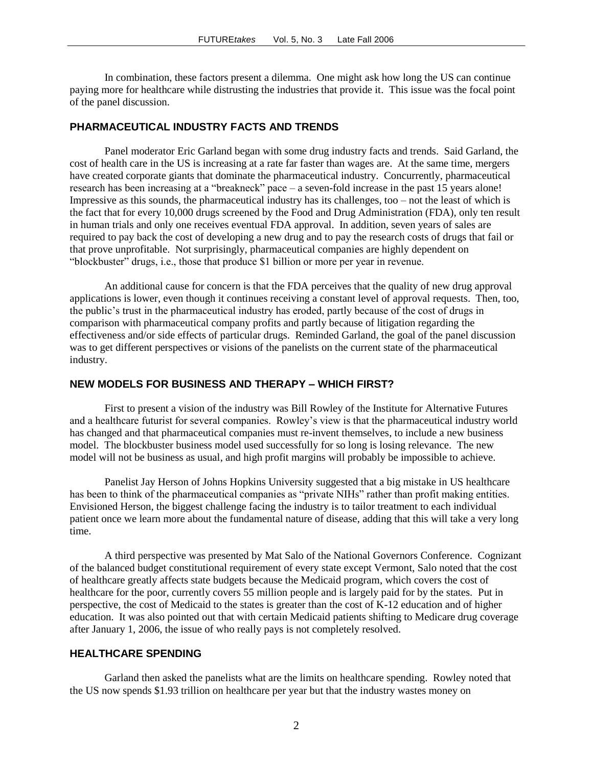In combination, these factors present a dilemma. One might ask how long the US can continue paying more for healthcare while distrusting the industries that provide it. This issue was the focal point of the panel discussion.

## PHARMACEUTICAL INDUSTRY FACTS AND TRENDS

Panel moderator Eric Garland began with some drug industry facts and trends. Said Garland, the cost of health care in the US is increasing at a rate far faster than wages are. At the same time, mergers have created corporate giants that dominate the pharmaceutical industry. Concurrently, pharmaceutical research has been increasing at a "breakneck" pace – a seven-fold increase in the past 15 years alone! Impressive as this sounds, the pharmaceutical industry has its challenges, too – not the least of which is the fact that for every 10,000 drugs screened by the Food and Drug Administration (FDA), only ten result in human trials and only one receives eventual FDA approval. In addition, seven years of sales are required to pay back the cost of developing a new drug and to pay the research costs of drugs that fail or that prove unprofitable. Not surprisingly, pharmaceutical companies are highly dependent on "blockbuster" drugs, i.e., those that produce $1 billion or more per year in revenue.

An additional cause for concern is that the FDA perceives that the quality of new drug approval applications is lower, even though it continues receiving a constant level of approval requests. Then, too, the public's trust in the pharmaceutical industry has eroded, partly because of the cost of drugs in comparison with pharmaceutical company profits and partly because of litigation regarding the effectiveness and/or side effects of particular drugs. Reminded Garland, the goal of the panel discussion was to get different perspectives or visions of the panelists on the current state of the pharmaceutical industry.

## NEW MODELS FOR BUSINESS AND THERAPY – WHICH FIRST?

First to present a vision of the industry was Bill Rowley of the Institute for Alternative Futures and a healthcare futurist for several companies. Rowley's view is that the pharmaceutical industry world has changed and that pharmaceutical companies must re-invent themselves, to include a new business model. The blockbuster business model used successfully for so long is losing relevance. The new model will not be business as usual, and high profit margins will probably be impossible to achieve.

Panelist Jay Herson of Johns Hopkins University suggested that a big mistake in US healthcare has been to think of the pharmaceutical companies as "private NIHs" rather than profit making entities. Envisioned Herson, the biggest challenge facing the industry is to tailor treatment to each individual patient once we learn more about the fundamental nature of disease, adding that this will take a very long time.

A third perspective was presented by Mat Salo of the National Governors Conference. Cognizant of the balanced budget constitutional requirement of every state except Vermont, Salo noted that the cost of healthcare greatly affects state budgets because the Medicaid program, which covers the cost of healthcare for the poor, currently covers 55 million people and is largely paid for by the states. Put in perspective, the cost of Medicaid to the states is greater than the cost of K-12 education and of higher education. It was also pointed out that with certain Medicaid patients shifting to Medicare drug coverage after January 1, 2006, the issue of who really pays is not completely resolved.

## HEALTHCARE SPENDING

Garland then asked the panelists what are the limits on healthcare spending. Rowley noted that the US now spends $1.93 trillion on healthcare per year but that the industry wastes money on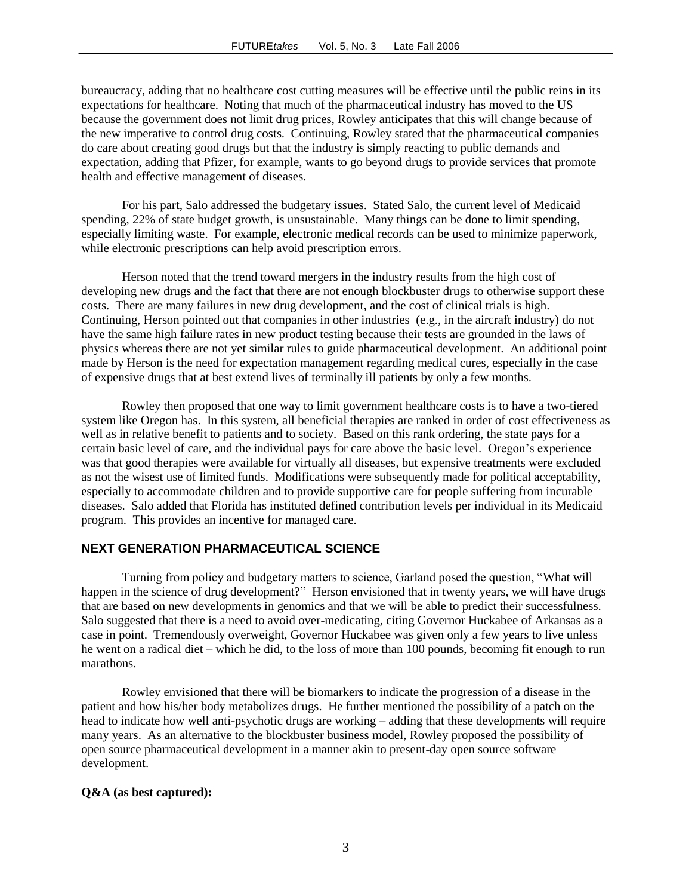bureaucracy, adding that no healthcare cost cutting measures will be effective until the public reins in its expectations for healthcare. Noting that much of the pharmaceutical industry has moved to the US because the government does not limit drug prices, Rowley anticipates that this will change because of the new imperative to control drug costs. Continuing, Rowley stated that the pharmaceutical companies do care about creating good drugs but that the industry is simply reacting to public demands and expectation, adding that Pfizer, for example, wants to go beyond drugs to provide services that promote health and effective management of diseases.

For his part, Salo addressed the budgetary issues. Stated Salo, the current level of Medicaid spending, 22% of state budget growth, is unsustainable. Many things can be done to limit spending, especially limiting waste. For example, electronic medical records can be used to minimize paperwork, while electronic prescriptions can help avoid prescription errors.

Herson noted that the trend toward mergers in the industry results from the high cost of developing new drugs and the fact that there are not enough blockbuster drugs to otherwise support these costs. There are many failures in new drug development, and the cost of clinical trials is high. Continuing, Herson pointed out that companies in other industries (e.g., in the aircraft industry) do not have the same high failure rates in new product testing because their tests are grounded in the laws of physics whereas there are not yet similar rules to guide pharmaceutical development. An additional point made by Herson is the need for expectation management regarding medical cures, especially in the case of expensive drugs that at best extend lives of terminally ill patients by only a few months.

Rowley then proposed that one way to limit government healthcare costs is to have a two-tiered system like Oregon has. In this system, all beneficial therapies are ranked in order of cost effectiveness as well as in relative benefit to patients and to society. Based on this rank ordering, the state pays for a certain basic level of care, and the individual pays for care above the basic level. Oregon's experience was that good therapies were available for virtually all diseases, but expensive treatments were excluded as not the wisest use of limited funds. Modifications were subsequently made for political acceptability, especially to accommodate children and to provide supportive care for people suffering from incurable diseases. Salo added that Florida has instituted defined contribution levels per individual in its Medicaid program. This provides an incentive for managed care.

## NEXT GENERATION PHARMACEUTICAL SCIENCE

Turning from policy and budgetary matters to science, Garland posed the question, "What will happen in the science of drug development?" Herson envisioned that in twenty years, we will have drugs that are based on new developments in genomics and that we will be able to predict their successfulness. Salo suggested that there is a need to avoid over-medicating, citing Governor Huckabee of Arkansas as a case in point. Tremendously overweight, Governor Huckabee was given only a few years to live unless he went on a radical diet – which he did, to the loss of more than 100 pounds, becoming fit enough to run marathons.

Rowley envisioned that there will be biomarkers to indicate the progression of a disease in the patient and how his/her body metabolizes drugs. He further mentioned the possibility of a patch on the head to indicate how well anti-psychotic drugs are working – adding that these developments will require many years. As an alternative to the blockbuster business model, Rowley proposed the possibility of open source pharmaceutical development in a manner akin to present-day open source software development.

**Q&A (as best captured):**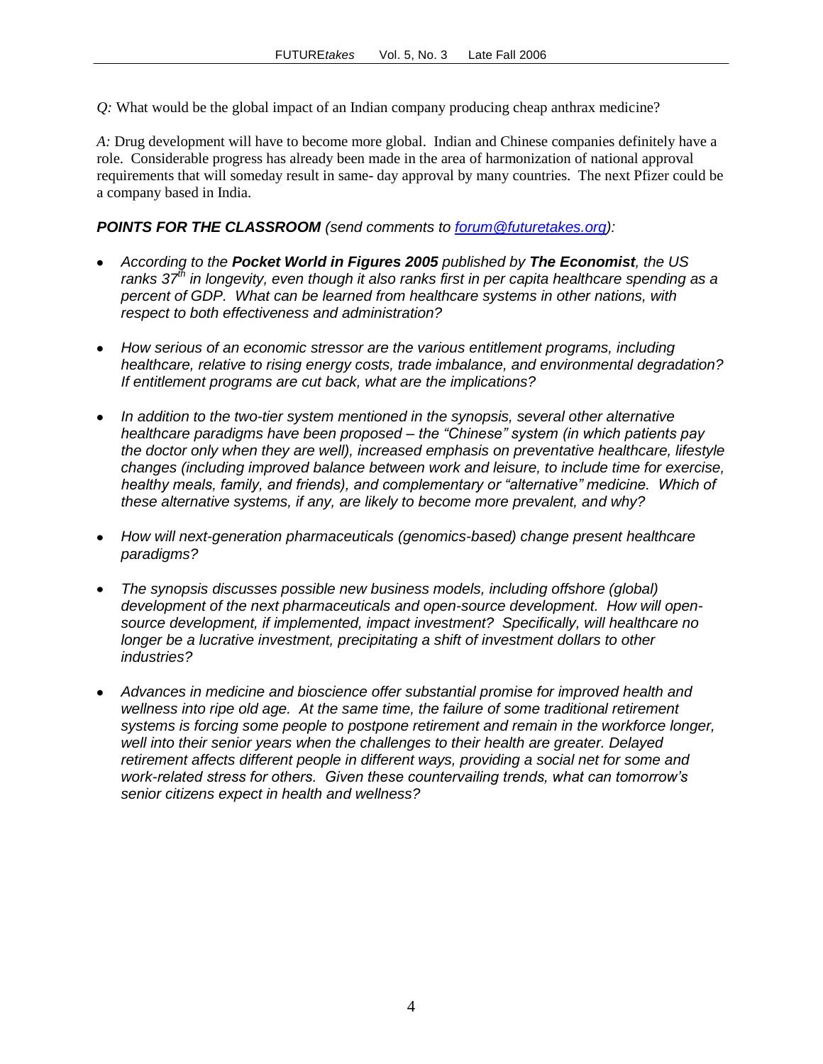*Q:* What would be the global impact of an Indian company producing cheap anthrax medicine?

*A:* Drug development will have to become more global. Indian and Chinese companies definitely have a role. Considerable progress has already been made in the area of harmonization of national approval requirements that will someday result in same- day approval by many countries. The next Pfizer could be a company based in India.

***POINTS FOR THE CLASSROOM*** *(send comments to [forum@futuretakes.org](mailto:forum@futuretakes.org)):*

- *According to the **Pocket World in Figures 2005** published by **The Economist**, the US ranks 37th in longevity, even though it also ranks first in per capita healthcare spending as a percent of GDP. What can be learned from healthcare systems in other nations, with respect to both effectiveness and administration?*

- *How serious of an economic stressor are the various entitlement programs, including healthcare, relative to rising energy costs, trade imbalance, and environmental degradation? If entitlement programs are cut back, what are the implications?*

- *In addition to the two-tier system mentioned in the synopsis, several other alternative healthcare paradigms have been proposed – the "Chinese" system (in which patients pay the doctor only when they are well), increased emphasis on preventative healthcare, lifestyle changes (including improved balance between work and leisure, to include time for exercise, healthy meals, family, and friends), and complementary or "alternative" medicine. Which of these alternative systems, if any, are likely to become more prevalent, and why?*

- *How will next-generation pharmaceuticals (genomics-based) change present healthcare paradigms?*

- *The synopsis discusses possible new business models, including offshore (global) development of the next pharmaceuticals and open-source development. How will open-source development, if implemented, impact investment? Specifically, will healthcare no longer be a lucrative investment, precipitating a shift of investment dollars to other industries?*

- *Advances in medicine and bioscience offer substantial promise for improved health and wellness into ripe old age. At the same time, the failure of some traditional retirement systems is forcing some people to postpone retirement and remain in the workforce longer, well into their senior years when the challenges to their health are greater. Delayed retirement affects different people in different ways, providing a social net for some and work-related stress for others. Given these countervailing trends, what can tomorrow's senior citizens expect in health and wellness?*